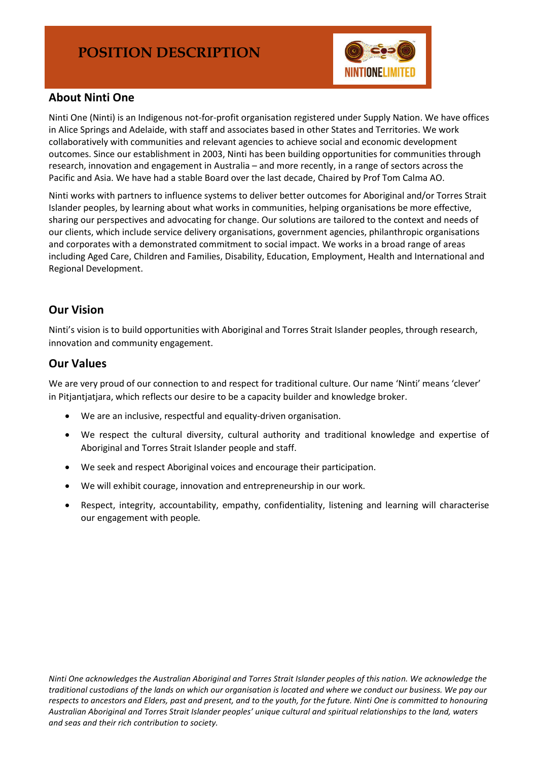# POSITION DESCRIPTION

## About Ninti One

Ninti One (Ninti) is an Indigenous not-for-profit organisation registered under Supply Nation. We have offices in Alice Springs and Adelaide, with staff and associates based in other States and Territories. We work collaboratively with communities and relevant agencies to achieve social and economic development outcomes. Since our establishment in 2003, Ninti has been building opportunities for communities through research, innovation and engagement in Australia – and more recently, in a range of sectors across the Pacific and Asia. We have had a stable Board over the last decade, Chaired by Prof Tom Calma AO.

Ninti works with partners to influence systems to deliver better outcomes for Aboriginal and/or Torres Strait Islander peoples, by learning about what works in communities, helping organisations be more effective, sharing our perspectives and advocating for change. Our solutions are tailored to the context and needs of our clients, which include service delivery organisations, government agencies, philanthropic organisations and corporates with a demonstrated commitment to social impact. We works in a broad range of areas including Aged Care, Children and Families, Disability, Education, Employment, Health and International and Regional Development.

## Our Vision

Ninti's vision is to build opportunities with Aboriginal and Torres Strait Islander peoples, through research, innovation and community engagement.

## Our Values

We are very proud of our connection to and respect for traditional culture. Our name 'Ninti' means 'clever' in Pitjantjatjara, which reflects our desire to be a capacity builder and knowledge broker.

- We are an inclusive, respectful and equality-driven organisation.
- We respect the cultural diversity, cultural authority and traditional knowledge and expertise of Aboriginal and Torres Strait Islander people and staff.
- We seek and respect Aboriginal voices and encourage their participation.
- We will exhibit courage, innovation and entrepreneurship in our work.
- Respect, integrity, accountability, empathy, confidentiality, listening and learning will characterise our engagement with people.

*Ninti One acknowledges the Australian Aboriginal and Torres Strait Islander peoples of this nation. We acknowledge the traditional custodians of the lands on which our organisation is located and where we conduct our business. We pay our respects to ancestors and Elders, past and present, and to the youth, for the future. Ninti One is committed to honouring Australian Aboriginal and Torres Strait Islander peoples' unique cultural and spiritual relationships to the land, waters and seas and their rich contribution to society.*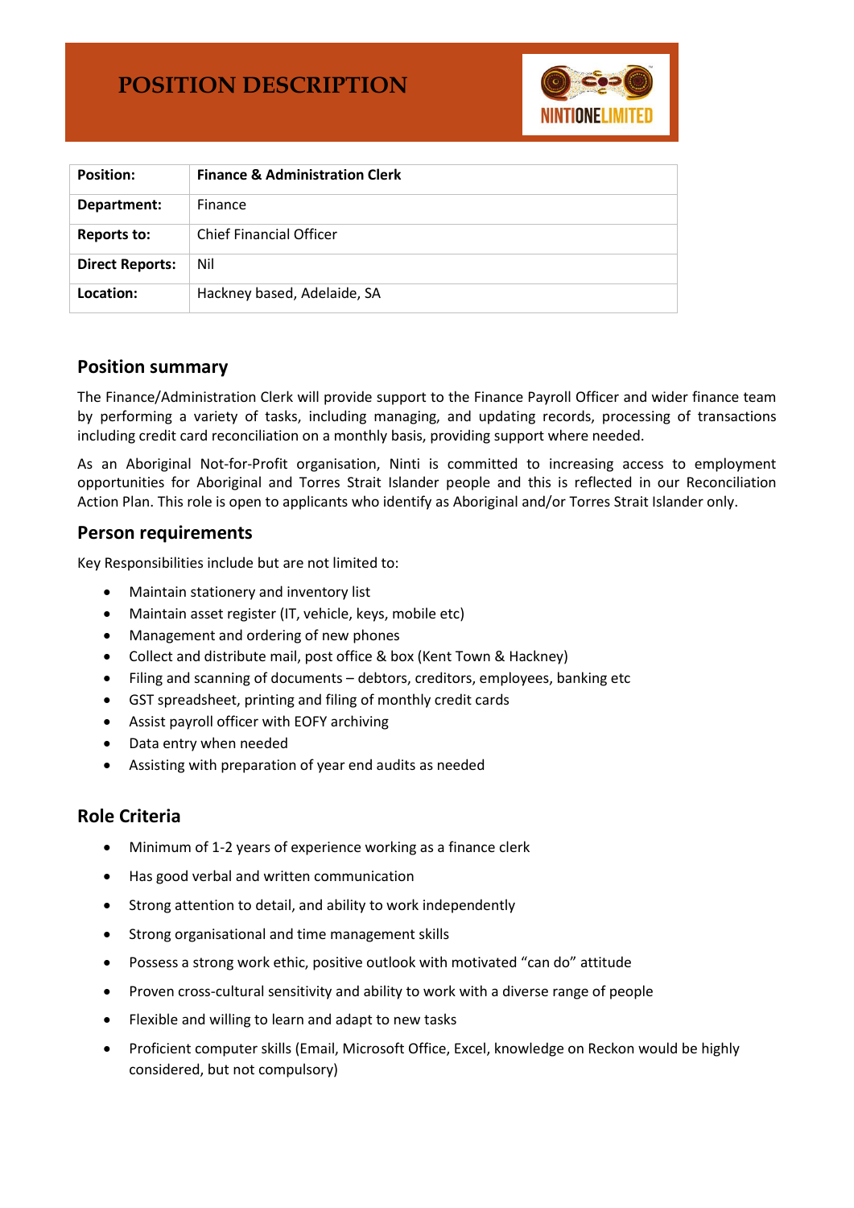# POSITION DESCRIPTION

NINTIONELIMITED

| | |
|---|---|
| **Position:** | **Finance & Administration Clerk** |
| **Department:** | Finance |
| **Reports to:** | Chief Financial Officer |
| **Direct Reports:** | Nil |
| **Location:** | Hackney based, Adelaide, SA |

## Position summary

The Finance/Administration Clerk will provide support to the Finance Payroll Officer and wider finance team by performing a variety of tasks, including managing, and updating records, processing of transactions including credit card reconciliation on a monthly basis, providing support where needed.

As an Aboriginal Not-for-Profit organisation, Ninti is committed to increasing access to employment opportunities for Aboriginal and Torres Strait Islander people and this is reflected in our Reconciliation Action Plan. This role is open to applicants who identify as Aboriginal and/or Torres Strait Islander only.

## Person requirements

Key Responsibilities include but are not limited to:

- Maintain stationery and inventory list
- Maintain asset register (IT, vehicle, keys, mobile etc)
- Management and ordering of new phones
- Collect and distribute mail, post office & box (Kent Town & Hackney)
- Filing and scanning of documents – debtors, creditors, employees, banking etc
- GST spreadsheet, printing and filing of monthly credit cards
- Assist payroll officer with EOFY archiving
- Data entry when needed
- Assisting with preparation of year end audits as needed

## Role Criteria

- Minimum of 1-2 years of experience working as a finance clerk
- Has good verbal and written communication
- Strong attention to detail, and ability to work independently
- Strong organisational and time management skills
- Possess a strong work ethic, positive outlook with motivated "can do" attitude
- Proven cross-cultural sensitivity and ability to work with a diverse range of people
- Flexible and willing to learn and adapt to new tasks
- Proficient computer skills (Email, Microsoft Office, Excel, knowledge on Reckon would be highly considered, but not compulsory)